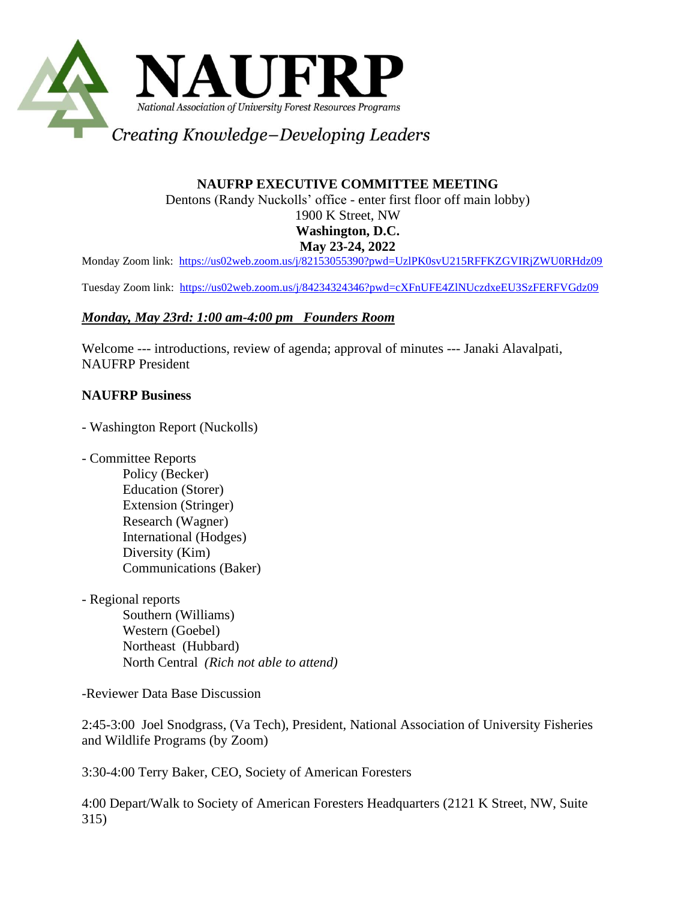# NAUFRP

*National Association of University Forest Resources Programs*

*Creating Knowledge–Developing Leaders*

## NAUFRP EXECUTIVE COMMITTEE MEETING

Dentons (Randy Nuckolls' office - enter first floor off main lobby)
1900 K Street, NW
**Washington, D.C.**
**May 23-24, 2022**

Monday Zoom link: https://us02web.zoom.us/j/82153055390?pwd=UzlPK0svU215RFFKZGVIRjZWU0RHdz09

Tuesday Zoom link: https://us02web.zoom.us/j/84234324346?pwd=cXFnUFE4ZlNUczdxeEU3SzFERFVGdz09

***Monday, May 23rd: 1:00 am-4:00 pm Founders Room***

Welcome --- introductions, review of agenda; approval of minutes --- Janaki Alavalpati, NAUFRP President

**NAUFRP Business**

- Washington Report (Nuckolls)

- Committee Reports
  - Policy (Becker)
  - Education (Storer)
  - Extension (Stringer)
  - Research (Wagner)
  - International (Hodges)
  - Diversity (Kim)
  - Communications (Baker)

- Regional reports
  - Southern (Williams)
  - Western (Goebel)
  - Northeast (Hubbard)
  - North Central *(Rich not able to attend)*

-Reviewer Data Base Discussion

2:45-3:00 Joel Snodgrass, (Va Tech), President, National Association of University Fisheries and Wildlife Programs (by Zoom)

3:30-4:00 Terry Baker, CEO, Society of American Foresters

4:00 Depart/Walk to Society of American Foresters Headquarters (2121 K Street, NW, Suite 315)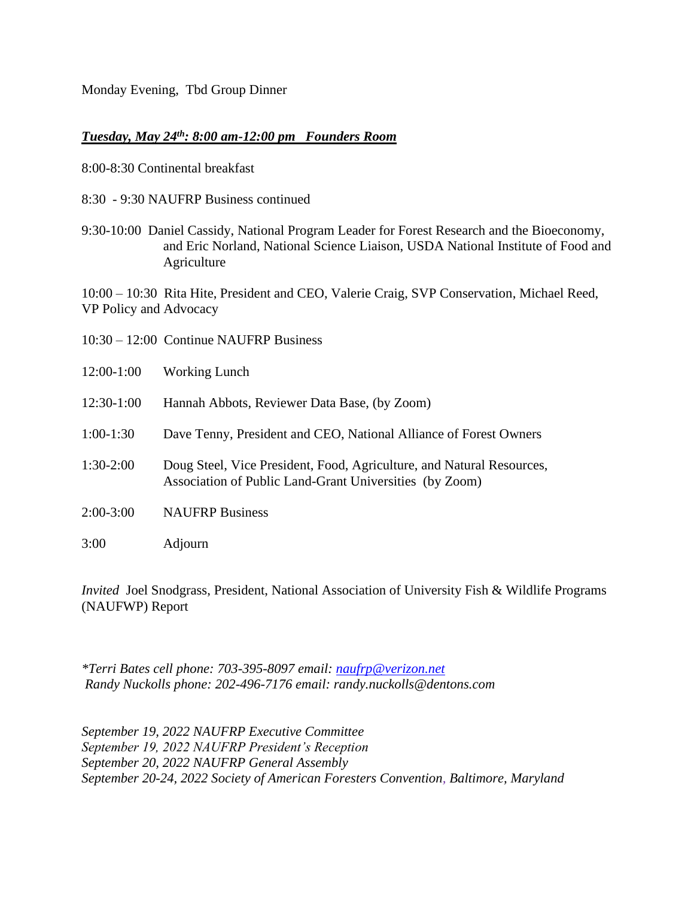Monday Evening, Tbd Group Dinner

***<u>Tuesday, May 24th: 8:00 am-12:00 pm Founders Room</u>***

8:00-8:30 Continental breakfast

8:30 - 9:30 NAUFRP Business continued

9:30-10:00 Daniel Cassidy, National Program Leader for Forest Research and the Bioeconomy, and Eric Norland, National Science Liaison, USDA National Institute of Food and Agriculture

10:00 – 10:30 Rita Hite, President and CEO, Valerie Craig, SVP Conservation, Michael Reed, VP Policy and Advocacy

10:30 – 12:00 Continue NAUFRP Business

12:00-1:00 Working Lunch

12:30-1:00 Hannah Abbots, Reviewer Data Base, (by Zoom)

1:00-1:30 Dave Tenny, President and CEO, National Alliance of Forest Owners

1:30-2:00 Doug Steel, Vice President, Food, Agriculture, and Natural Resources, Association of Public Land-Grant Universities (by Zoom)

2:00-3:00 NAUFRP Business

3:00 Adjourn

*Invited* Joel Snodgrass, President, National Association of University Fish & Wildlife Programs (NAUFWP) Report

*\*Terri Bates cell phone: 703-395-8097 email: naufrp@verizon.net*
*Randy Nuckolls phone: 202-496-7176 email: randy.nuckolls@dentons.com*

*September 19, 2022 NAUFRP Executive Committee*
*September 19, 2022 NAUFRP President's Reception*
*September 20, 2022 NAUFRP General Assembly*
*September 20-24, 2022 Society of American Foresters Convention, Baltimore, Maryland*